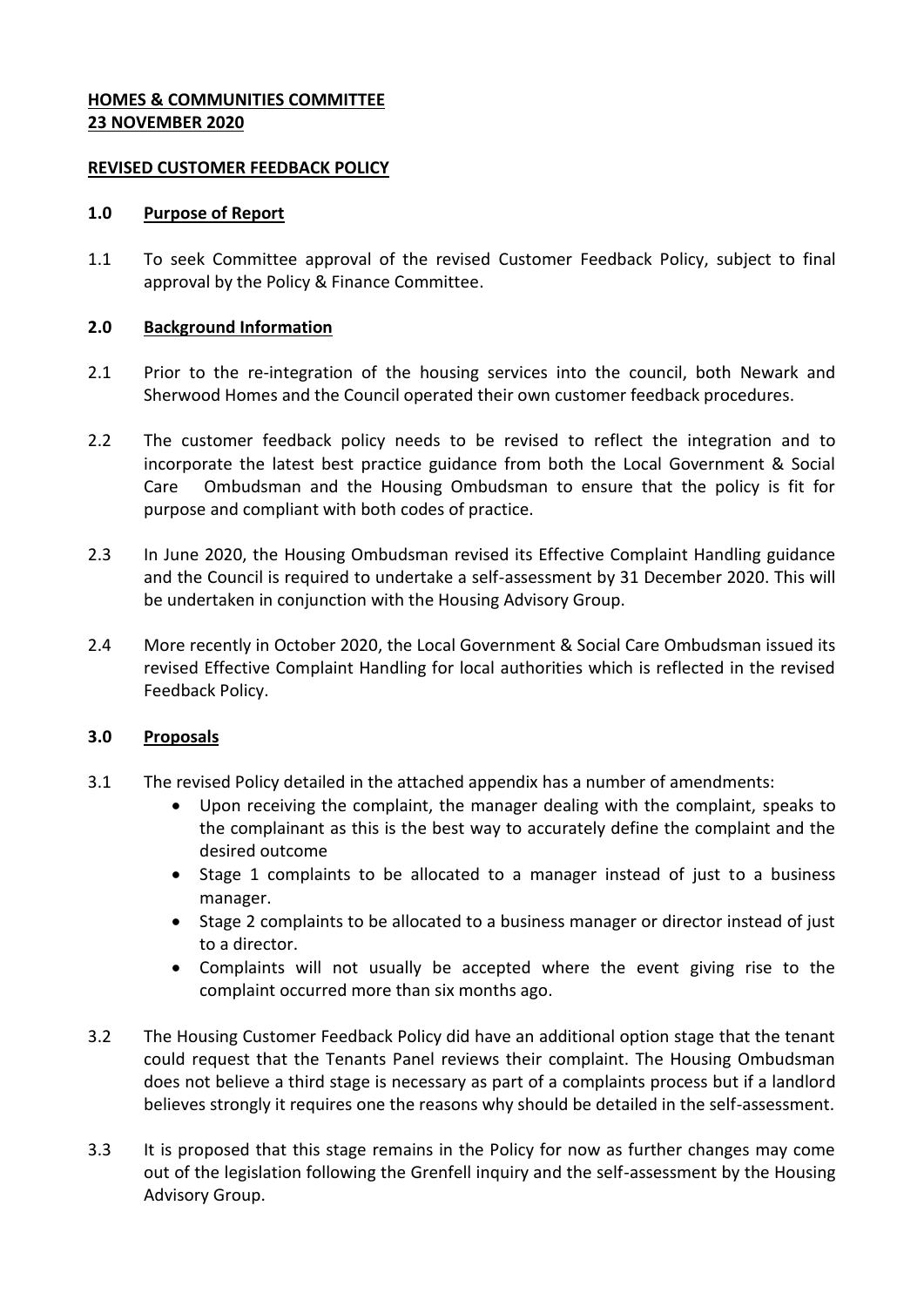**HOMES & COMMUNITIES COMMITTEE**
**23 NOVEMBER 2020**

**REVISED CUSTOMER FEEDBACK POLICY**

## 1.0 Purpose of Report

1.1 To seek Committee approval of the revised Customer Feedback Policy, subject to final approval by the Policy & Finance Committee.

## 2.0 Background Information

2.1 Prior to the re-integration of the housing services into the council, both Newark and Sherwood Homes and the Council operated their own customer feedback procedures.

2.2 The customer feedback policy needs to be revised to reflect the integration and to incorporate the latest best practice guidance from both the Local Government & Social Care Ombudsman and the Housing Ombudsman to ensure that the policy is fit for purpose and compliant with both codes of practice.

2.3 In June 2020, the Housing Ombudsman revised its Effective Complaint Handling guidance and the Council is required to undertake a self-assessment by 31 December 2020. This will be undertaken in conjunction with the Housing Advisory Group.

2.4 More recently in October 2020, the Local Government & Social Care Ombudsman issued its revised Effective Complaint Handling for local authorities which is reflected in the revised Feedback Policy.

## 3.0 Proposals

3.1 The revised Policy detailed in the attached appendix has a number of amendments:

- Upon receiving the complaint, the manager dealing with the complaint, speaks to the complainant as this is the best way to accurately define the complaint and the desired outcome
- Stage 1 complaints to be allocated to a manager instead of just to a business manager.
- Stage 2 complaints to be allocated to a business manager or director instead of just to a director.
- Complaints will not usually be accepted where the event giving rise to the complaint occurred more than six months ago.

3.2 The Housing Customer Feedback Policy did have an additional option stage that the tenant could request that the Tenants Panel reviews their complaint. The Housing Ombudsman does not believe a third stage is necessary as part of a complaints process but if a landlord believes strongly it requires one the reasons why should be detailed in the self-assessment.

3.3 It is proposed that this stage remains in the Policy for now as further changes may come out of the legislation following the Grenfell inquiry and the self-assessment by the Housing Advisory Group.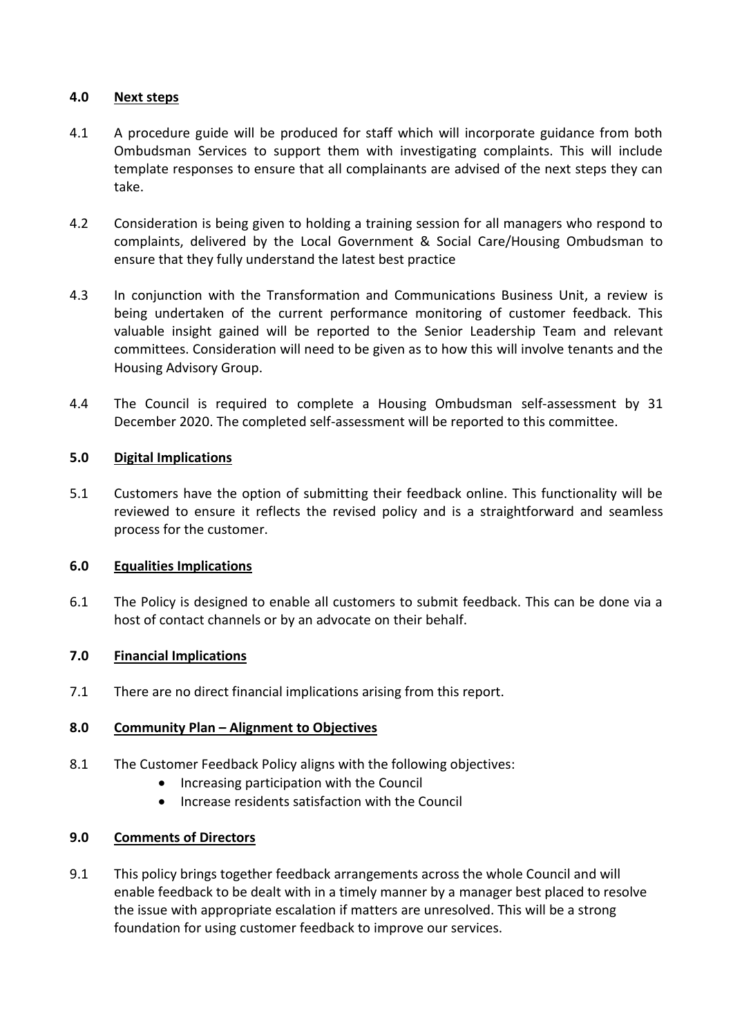## 4.0 Next steps

4.1 A procedure guide will be produced for staff which will incorporate guidance from both Ombudsman Services to support them with investigating complaints. This will include template responses to ensure that all complainants are advised of the next steps they can take.

4.2 Consideration is being given to holding a training session for all managers who respond to complaints, delivered by the Local Government & Social Care/Housing Ombudsman to ensure that they fully understand the latest best practice

4.3 In conjunction with the Transformation and Communications Business Unit, a review is being undertaken of the current performance monitoring of customer feedback. This valuable insight gained will be reported to the Senior Leadership Team and relevant committees. Consideration will need to be given as to how this will involve tenants and the Housing Advisory Group.

4.4 The Council is required to complete a Housing Ombudsman self-assessment by 31 December 2020. The completed self-assessment will be reported to this committee.

## 5.0 Digital Implications

5.1 Customers have the option of submitting their feedback online. This functionality will be reviewed to ensure it reflects the revised policy and is a straightforward and seamless process for the customer.

## 6.0 Equalities Implications

6.1 The Policy is designed to enable all customers to submit feedback. This can be done via a host of contact channels or by an advocate on their behalf.

## 7.0 Financial Implications

7.1 There are no direct financial implications arising from this report.

## 8.0 Community Plan – Alignment to Objectives

8.1 The Customer Feedback Policy aligns with the following objectives:

- Increasing participation with the Council
- Increase residents satisfaction with the Council

## 9.0 Comments of Directors

9.1 This policy brings together feedback arrangements across the whole Council and will enable feedback to be dealt with in a timely manner by a manager best placed to resolve the issue with appropriate escalation if matters are unresolved. This will be a strong foundation for using customer feedback to improve our services.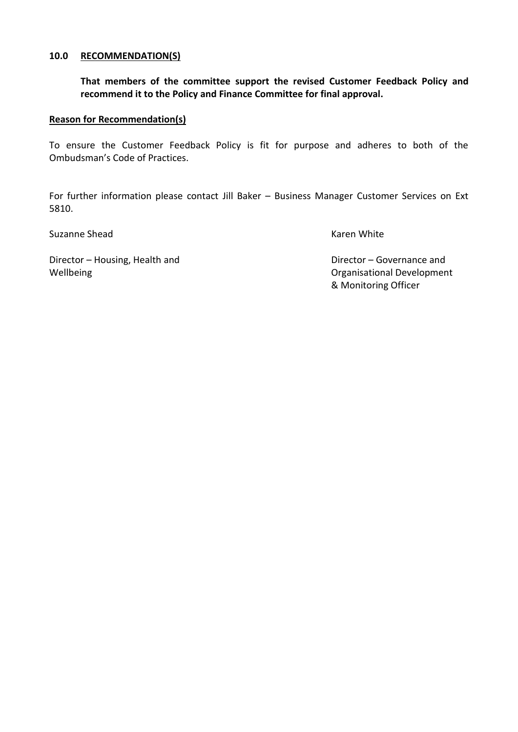## 10.0 RECOMMENDATION(S)

**That members of the committee support the revised Customer Feedback Policy and recommend it to the Policy and Finance Committee for final approval.**

**Reason for Recommendation(s)**

To ensure the Customer Feedback Policy is fit for purpose and adheres to both of the Ombudsman's Code of Practices.

For further information please contact Jill Baker – Business Manager Customer Services on Ext 5810.

Suzanne Shead

Director – Housing, Health and Wellbeing

Karen White

Director – Governance and Organisational Development & Monitoring Officer